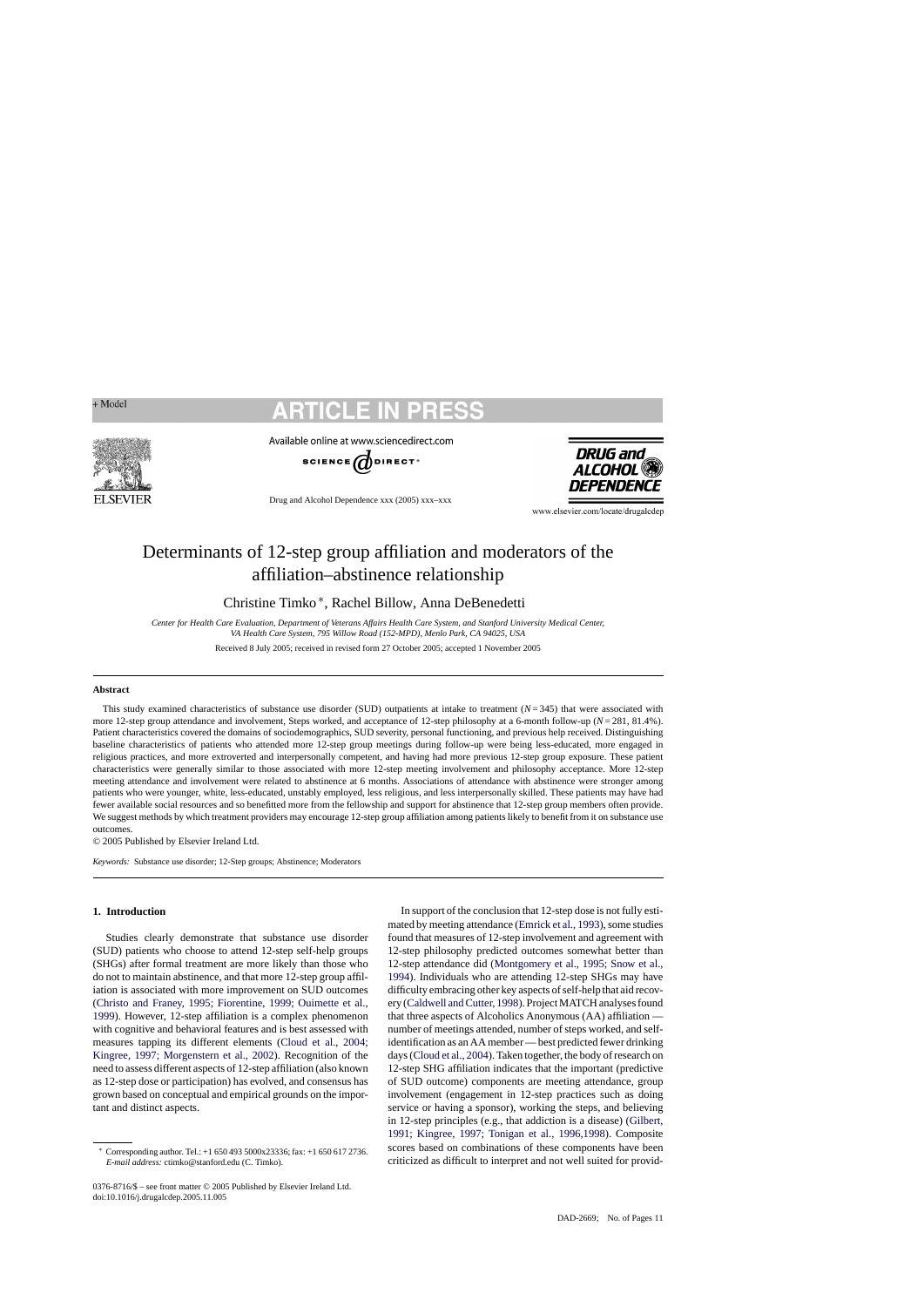# Determinants of 12-step group affiliation and moderators of the affiliation–abstinence relationship

Christine Timko*, Rachel Billow, Anna DeBenedetti

*Center for Health Care Evaluation, Department of Veterans Affairs Health Care System, and Stanford University Medical Center, VA Health Care System, 795 Willow Road (152-MPD), Menlo Park, CA 94025, USA*

Received 8 July 2005; received in revised form 27 October 2005; accepted 1 November 2005

## Abstract

This study examined characteristics of substance use disorder (SUD) outpatients at intake to treatment ($N = 345$) that were associated with more 12-step group attendance and involvement, Steps worked, and acceptance of 12-step philosophy at a 6-month follow-up ($N = 281$, 81.4%). Patient characteristics covered the domains of sociodemographics, SUD severity, personal functioning, and previous help received. Distinguishing baseline characteristics of patients who attended more 12-step group meetings during follow-up were being less-educated, more engaged in religious practices, and more extroverted and interpersonally competent, and having had more previous 12-step group exposure. These patient characteristics were generally similar to those associated with more 12-step meeting involvement and philosophy acceptance. More 12-step meeting attendance and involvement were related to abstinence at 6 months. Associations of attendance with abstinence were stronger among patients who were younger, white, less-educated, unstably employed, less religious, and less interpersonally skilled. These patients may have had fewer available social resources and so benefitted more from the fellowship and support for abstinence that 12-step group members often provide. We suggest methods by which treatment providers may encourage 12-step group affiliation among patients likely to benefit from it on substance use outcomes.

© 2005 Published by Elsevier Ireland Ltd.

*Keywords:* Substance use disorder; 12-Step groups; Abstinence; Moderators

## 1. Introduction

Studies clearly demonstrate that substance use disorder (SUD) patients who choose to attend 12-step self-help groups (SHGs) after formal treatment are more likely than those who do not to maintain abstinence, and that more 12-step group affiliation is associated with more improvement on SUD outcomes (Christo and Franey, 1995; Fiorentine, 1999; Ouimette et al., 1999). However, 12-step affiliation is a complex phenomenon with cognitive and behavioral features and is best assessed with measures tapping its different elements (Cloud et al., 2004; Kingree, 1997; Morgenstern et al., 2002). Recognition of the need to assess different aspects of 12-step affiliation (also known as 12-step dose or participation) has evolved, and consensus has grown based on conceptual and empirical grounds on the important and distinct aspects.

In support of the conclusion that 12-step dose is not fully estimated by meeting attendance (Emrick et al., 1993), some studies found that measures of 12-step involvement and agreement with 12-step philosophy predicted outcomes somewhat better than 12-step attendance did (Montgomery et al., 1995; Snow et al., 1994). Individuals who are attending 12-step SHGs may have difficulty embracing other key aspects of self-help that aid recovery (Caldwell and Cutter, 1998). Project MATCH analyses found that three aspects of Alcoholics Anonymous (AA) affiliation — number of meetings attended, number of steps worked, and self-identification as an AA member — best predicted fewer drinking days (Cloud et al., 2004). Taken together, the body of research on 12-step SHG affiliation indicates that the important (predictive of SUD outcome) components are meeting attendance, group involvement (engagement in 12-step practices such as doing service or having a sponsor), working the steps, and believing in 12-step principles (e.g., that addiction is a disease) (Gilbert, 1991; Kingree, 1997; Tonigan et al., 1996,1998). Composite scores based on combinations of these components have been criticized as difficult to interpret and not well suited for provid-

---

* Corresponding author. Tel.: +1 650 493 5000x23336; fax: +1 650 617 2736. *E-mail address:* ctimko@stanford.edu (C. Timko).

0376-8716/$ – see front matter © 2005 Published by Elsevier Ireland Ltd.
doi:10.1016/j.drugalcdep.2005.11.005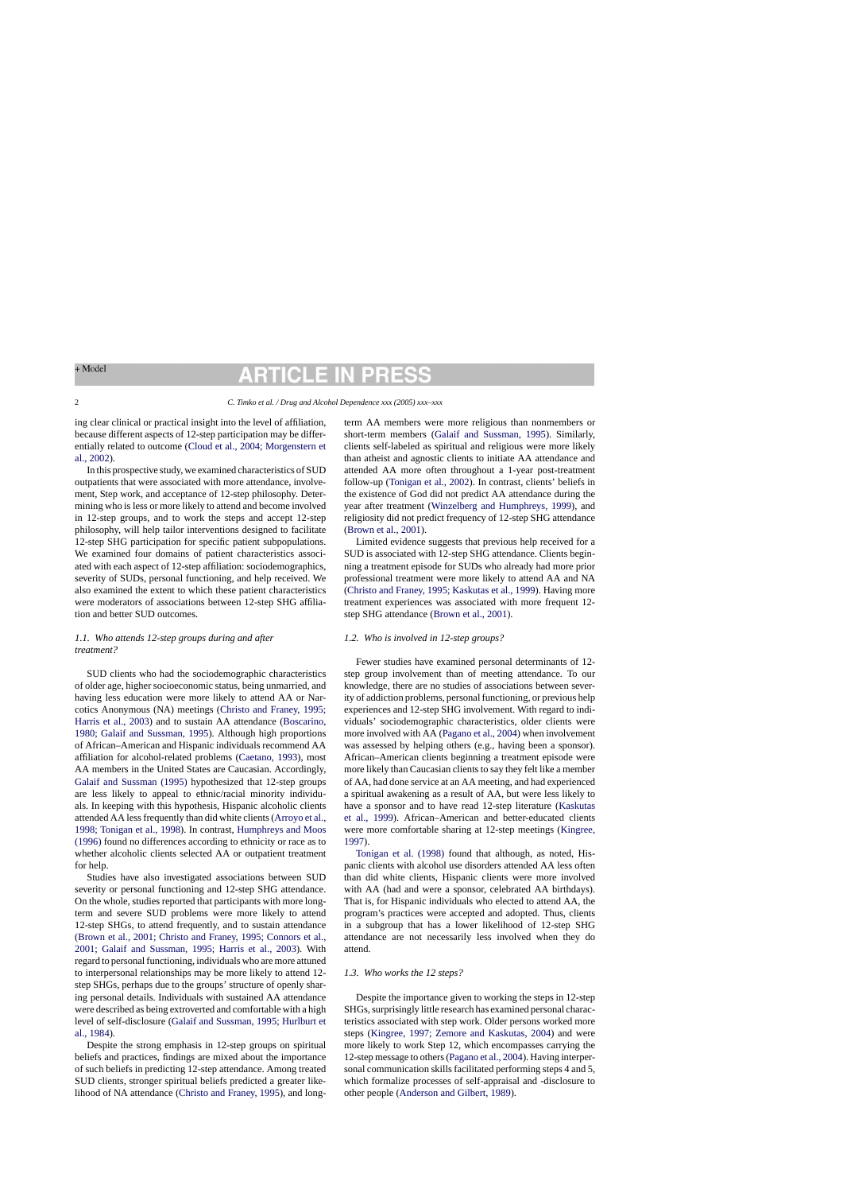ing clear clinical or practical insight into the level of affiliation, because different aspects of 12-step participation may be differentially related to outcome (Cloud et al., 2004; Morgenstern et al., 2002).

In this prospective study, we examined characteristics of SUD outpatients that were associated with more attendance, involvement, Step work, and acceptance of 12-step philosophy. Determining who is less or more likely to attend and become involved in 12-step groups, and to work the steps and accept 12-step philosophy, will help tailor interventions designed to facilitate 12-step SHG participation for specific patient subpopulations. We examined four domains of patient characteristics associated with each aspect of 12-step affiliation: sociodemographics, severity of SUDs, personal functioning, and help received. We also examined the extent to which these patient characteristics were moderators of associations between 12-step SHG affiliation and better SUD outcomes.

### *1.1. Who attends 12-step groups during and after treatment?*

SUD clients who had the sociodemographic characteristics of older age, higher socioeconomic status, being unmarried, and having less education were more likely to attend AA or Narcotics Anonymous (NA) meetings (Christo and Franey, 1995; Harris et al., 2003) and to sustain AA attendance (Boscarino, 1980; Galaif and Sussman, 1995). Although high proportions of African–American and Hispanic individuals recommend AA affiliation for alcohol-related problems (Caetano, 1993), most AA members in the United States are Caucasian. Accordingly, Galaif and Sussman (1995) hypothesized that 12-step groups are less likely to appeal to ethnic/racial minority individuals. In keeping with this hypothesis, Hispanic alcoholic clients attended AA less frequently than did white clients (Arroyo et al., 1998; Tonigan et al., 1998). In contrast, Humphreys and Moos (1996) found no differences according to ethnicity or race as to whether alcoholic clients selected AA or outpatient treatment for help.

Studies have also investigated associations between SUD severity or personal functioning and 12-step SHG attendance. On the whole, studies reported that participants with more long-term and severe SUD problems were more likely to attend 12-step SHGs, to attend frequently, and to sustain attendance (Brown et al., 2001; Christo and Franey, 1995; Connors et al., 2001; Galaif and Sussman, 1995; Harris et al., 2003). With regard to personal functioning, individuals who are more attuned to interpersonal relationships may be more likely to attend 12-step SHGs, perhaps due to the groups' structure of openly sharing personal details. Individuals with sustained AA attendance were described as being extroverted and comfortable with a high level of self-disclosure (Galaif and Sussman, 1995; Hurlburt et al., 1984).

Despite the strong emphasis in 12-step groups on spiritual beliefs and practices, findings are mixed about the importance of such beliefs in predicting 12-step attendance. Among treated SUD clients, stronger spiritual beliefs predicted a greater likelihood of NA attendance (Christo and Franey, 1995), and long-term AA members were more religious than nonmembers or short-term members (Galaif and Sussman, 1995). Similarly, clients self-labeled as spiritual and religious were more likely than atheist and agnostic clients to initiate AA attendance and attended AA more often throughout a 1-year post-treatment follow-up (Tonigan et al., 2002). In contrast, clients' beliefs in the existence of God did not predict AA attendance during the year after treatment (Winzelberg and Humphreys, 1999), and religiosity did not predict frequency of 12-step SHG attendance (Brown et al., 2001).

Limited evidence suggests that previous help received for a SUD is associated with 12-step SHG attendance. Clients beginning a treatment episode for SUDs who already had more prior professional treatment were more likely to attend AA and NA (Christo and Franey, 1995; Kaskutas et al., 1999). Having more treatment experiences was associated with more frequent 12-step SHG attendance (Brown et al., 2001).

### *1.2. Who is involved in 12-step groups?*

Fewer studies have examined personal determinants of 12-step group involvement than of meeting attendance. To our knowledge, there are no studies of associations between severity of addiction problems, personal functioning, or previous help experiences and 12-step SHG involvement. With regard to individuals' sociodemographic characteristics, older clients were more involved with AA (Pagano et al., 2004) when involvement was assessed by helping others (e.g., having been a sponsor). African–American clients beginning a treatment episode were more likely than Caucasian clients to say they felt like a member of AA, had done service at an AA meeting, and had experienced a spiritual awakening as a result of AA, but were less likely to have a sponsor and to have read 12-step literature (Kaskutas et al., 1999). African–American and better-educated clients were more comfortable sharing at 12-step meetings (Kingree, 1997).

Tonigan et al. (1998) found that although, as noted, Hispanic clients with alcohol use disorders attended AA less often than did white clients, Hispanic clients were more involved with AA (had and were a sponsor, celebrated AA birthdays). That is, for Hispanic individuals who elected to attend AA, the program's practices were accepted and adopted. Thus, clients in a subgroup that has a lower likelihood of 12-step SHG attendance are not necessarily less involved when they do attend.

### *1.3. Who works the 12 steps?*

Despite the importance given to working the steps in 12-step SHGs, surprisingly little research has examined personal characteristics associated with step work. Older persons worked more steps (Kingree, 1997; Zemore and Kaskutas, 2004) and were more likely to work Step 12, which encompasses carrying the 12-step message to others (Pagano et al., 2004). Having interpersonal communication skills facilitated performing steps 4 and 5, which formalize processes of self-appraisal and -disclosure to other people (Anderson and Gilbert, 1989).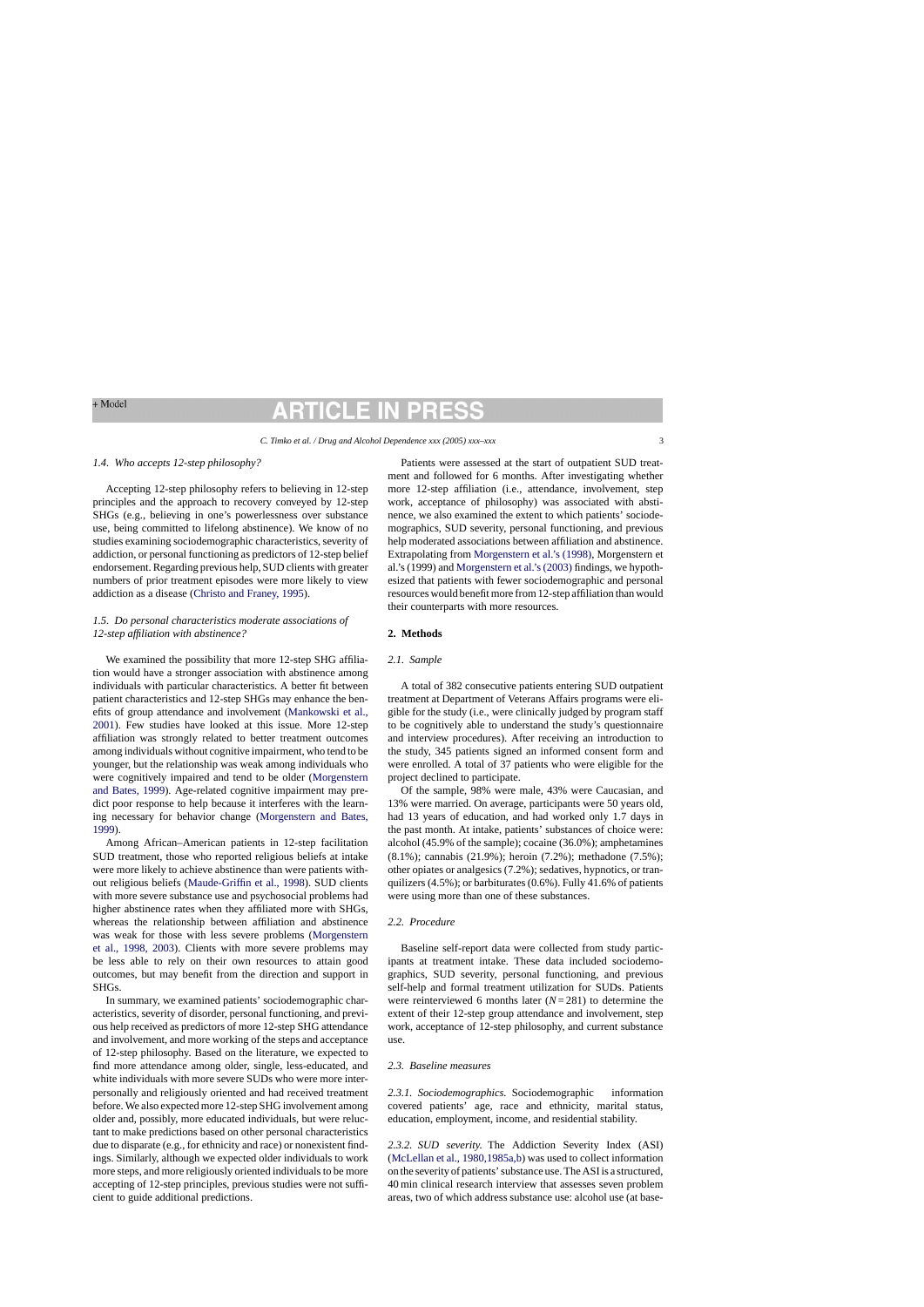### 1.4. Who accepts 12-step philosophy?

Accepting 12-step philosophy refers to believing in 12-step principles and the approach to recovery conveyed by 12-step SHGs (e.g., believing in one's powerlessness over substance use, being committed to lifelong abstinence). We know of no studies examining sociodemographic characteristics, severity of addiction, or personal functioning as predictors of 12-step belief endorsement. Regarding previous help, SUD clients with greater numbers of prior treatment episodes were more likely to view addiction as a disease (Christo and Franey, 1995).

### 1.5. Do personal characteristics moderate associations of 12-step affiliation with abstinence?

We examined the possibility that more 12-step SHG affiliation would have a stronger association with abstinence among individuals with particular characteristics. A better fit between patient characteristics and 12-step SHGs may enhance the benefits of group attendance and involvement (Mankowski et al., 2001). Few studies have looked at this issue. More 12-step affiliation was strongly related to better treatment outcomes among individuals without cognitive impairment, who tend to be younger, but the relationship was weak among individuals who were cognitively impaired and tend to be older (Morgenstern and Bates, 1999). Age-related cognitive impairment may predict poor response to help because it interferes with the learning necessary for behavior change (Morgenstern and Bates, 1999).

Among African–American patients in 12-step facilitation SUD treatment, those who reported religious beliefs at intake were more likely to achieve abstinence than were patients without religious beliefs (Maude-Griffin et al., 1998). SUD clients with more severe substance use and psychosocial problems had higher abstinence rates when they affiliated more with SHGs, whereas the relationship between affiliation and abstinence was weak for those with less severe problems (Morgenstern et al., 1998, 2003). Clients with more severe problems may be less able to rely on their own resources to attain good outcomes, but may benefit from the direction and support in SHGs.

In summary, we examined patients' sociodemographic characteristics, severity of disorder, personal functioning, and previous help received as predictors of more 12-step SHG attendance and involvement, and more working of the steps and acceptance of 12-step philosophy. Based on the literature, we expected to find more attendance among older, single, less-educated, and white individuals with more severe SUDs who were more interpersonally and religiously oriented and had received treatment before. We also expected more 12-step SHG involvement among older and, possibly, more educated individuals, but were reluctant to make predictions based on other personal characteristics due to disparate (e.g., for ethnicity and race) or nonexistent findings. Similarly, although we expected older individuals to work more steps, and more religiously oriented individuals to be more accepting of 12-step principles, previous studies were not sufficient to guide additional predictions.

Patients were assessed at the start of outpatient SUD treatment and followed for 6 months. After investigating whether more 12-step affiliation (i.e., attendance, involvement, step work, acceptance of philosophy) was associated with abstinence, we also examined the extent to which patients' sociodemographics, SUD severity, personal functioning, and previous help moderated associations between affiliation and abstinence. Extrapolating from Morgenstern et al.'s (1998), Morgenstern et al.'s (1999) and Morgenstern et al.'s (2003) findings, we hypothesized that patients with fewer sociodemographic and personal resources would benefit more from 12-step affiliation than would their counterparts with more resources.

## 2. Methods

### 2.1. Sample

A total of 382 consecutive patients entering SUD outpatient treatment at Department of Veterans Affairs programs were eligible for the study (i.e., were clinically judged by program staff to be cognitively able to understand the study's questionnaire and interview procedures). After receiving an introduction to the study, 345 patients signed an informed consent form and were enrolled. A total of 37 patients who were eligible for the project declined to participate.

Of the sample, 98% were male, 43% were Caucasian, and 13% were married. On average, participants were 50 years old, had 13 years of education, and had worked only 1.7 days in the past month. At intake, patients' substances of choice were: alcohol (45.9% of the sample); cocaine (36.0%); amphetamines (8.1%); cannabis (21.9%); heroin (7.2%); methadone (7.5%); other opiates or analgesics (7.2%); sedatives, hypnotics, or tranquilizers (4.5%); or barbiturates (0.6%). Fully 41.6% of patients were using more than one of these substances.

### 2.2. Procedure

Baseline self-report data were collected from study participants at treatment intake. These data included sociodemographics, SUD severity, personal functioning, and previous self-help and formal treatment utilization for SUDs. Patients were reinterviewed 6 months later ($N = 281$) to determine the extent of their 12-step group attendance and involvement, step work, acceptance of 12-step philosophy, and current substance use.

### 2.3. Baseline measures

*2.3.1. Sociodemographics.* Sociodemographic information covered patients' age, race and ethnicity, marital status, education, employment, income, and residential stability.

*2.3.2. SUD severity.* The Addiction Severity Index (ASI) (McLellan et al., 1980,1985a,b) was used to collect information on the severity of patients' substance use. The ASI is a structured, 40 min clinical research interview that assesses seven problem areas, two of which address substance use: alcohol use (at base-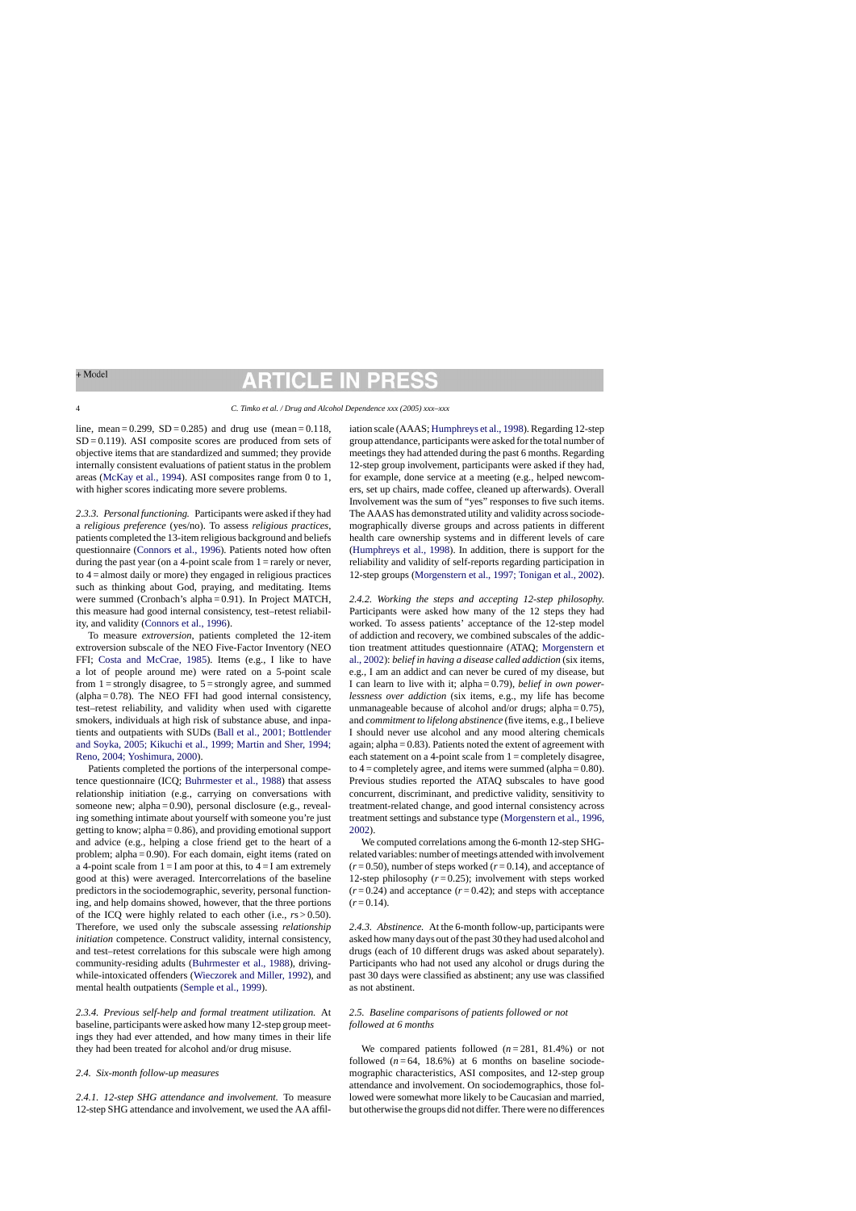line, mean = 0.299, SD = 0.285) and drug use (mean = 0.118, SD = 0.119). ASI composite scores are produced from sets of objective items that are standardized and summed; they provide internally consistent evaluations of patient status in the problem areas (McKay et al., 1994). ASI composites range from 0 to 1, with higher scores indicating more severe problems.

*2.3.3. Personal functioning.* Participants were asked if they had a *religious preference* (yes/no). To assess *religious practices*, patients completed the 13-item religious background and beliefs questionnaire (Connors et al., 1996). Patients noted how often during the past year (on a 4-point scale from 1 = rarely or never, to 4 = almost daily or more) they engaged in religious practices such as thinking about God, praying, and meditating. Items were summed (Cronbach's alpha = 0.91). In Project MATCH, this measure had good internal consistency, test–retest reliability, and validity (Connors et al., 1996).

To measure *extroversion*, patients completed the 12-item extroversion subscale of the NEO Five-Factor Inventory (NEO FFI; Costa and McCrae, 1985). Items (e.g., I like to have a lot of people around me) were rated on a 5-point scale from 1 = strongly disagree, to 5 = strongly agree, and summed (alpha = 0.78). The NEO FFI had good internal consistency, test–retest reliability, and validity when used with cigarette smokers, individuals at high risk of substance abuse, and inpatients and outpatients with SUDs (Ball et al., 2001; Bottlender and Soyka, 2005; Kikuchi et al., 1999; Martin and Sher, 1994; Reno, 2004; Yoshimura, 2000).

Patients completed the portions of the interpersonal competence questionnaire (ICQ; Buhrmester et al., 1988) that assess relationship initiation (e.g., carrying on conversations with someone new; alpha = 0.90), personal disclosure (e.g., revealing something intimate about yourself with someone you're just getting to know; alpha = 0.86), and providing emotional support and advice (e.g., helping a close friend get to the heart of a problem; alpha = 0.90). For each domain, eight items (rated on a 4-point scale from 1 = I am poor at this, to 4 = I am extremely good at this) were averaged. Intercorrelations of the baseline predictors in the sociodemographic, severity, personal functioning, and help domains showed, however, that the three portions of the ICQ were highly related to each other (i.e., $rs > 0.50$). Therefore, we used only the subscale assessing *relationship initiation* competence. Construct validity, internal consistency, and test–retest correlations for this subscale were high among community-residing adults (Buhrmester et al., 1988), driving-while-intoxicated offenders (Wieczorek and Miller, 1992), and mental health outpatients (Semple et al., 1999).

*2.3.4. Previous self-help and formal treatment utilization.* At baseline, participants were asked how many 12-step group meetings they had ever attended, and how many times in their life they had been treated for alcohol and/or drug misuse.

### *2.4. Six-month follow-up measures*

*2.4.1. 12-step SHG attendance and involvement.* To measure 12-step SHG attendance and involvement, we used the AA affiliation scale (AAAS; Humphreys et al., 1998). Regarding 12-step group attendance, participants were asked for the total number of meetings they had attended during the past 6 months. Regarding 12-step group involvement, participants were asked if they had, for example, done service at a meeting (e.g., helped newcomers, set up chairs, made coffee, cleaned up afterwards). Overall Involvement was the sum of "yes" responses to five such items. The AAAS has demonstrated utility and validity across sociodemographically diverse groups and across patients in different health care ownership systems and in different levels of care (Humphreys et al., 1998). In addition, there is support for the reliability and validity of self-reports regarding participation in 12-step groups (Morgenstern et al., 1997; Tonigan et al., 2002).

*2.4.2. Working the steps and accepting 12-step philosophy.* Participants were asked how many of the 12 steps they had worked. To assess patients' acceptance of the 12-step model of addiction and recovery, we combined subscales of the addiction treatment attitudes questionnaire (ATAQ; Morgenstern et al., 2002): *belief in having a disease called addiction* (six items, e.g., I am an addict and can never be cured of my disease, but I can learn to live with it; alpha = 0.79), *belief in own powerlessness over addiction* (six items, e.g., my life has become unmanageable because of alcohol and/or drugs; alpha = 0.75), and *commitment to lifelong abstinence* (five items, e.g., I believe I should never use alcohol and any mood altering chemicals again; alpha = 0.83). Patients noted the extent of agreement with each statement on a 4-point scale from 1 = completely disagree, to 4 = completely agree, and items were summed (alpha = 0.80). Previous studies reported the ATAQ subscales to have good concurrent, discriminant, and predictive validity, sensitivity to treatment-related change, and good internal consistency across treatment settings and substance type (Morgenstern et al., 1996, 2002).

We computed correlations among the 6-month 12-step SHG-related variables: number of meetings attended with involvement ($r = 0.50$), number of steps worked ($r = 0.14$), and acceptance of 12-step philosophy ($r = 0.25$); involvement with steps worked ($r = 0.24$) and acceptance ($r = 0.42$); and steps with acceptance ($r = 0.14$).

*2.4.3. Abstinence.* At the 6-month follow-up, participants were asked how many days out of the past 30 they had used alcohol and drugs (each of 10 different drugs was asked about separately). Participants who had not used any alcohol or drugs during the past 30 days were classified as abstinent; any use was classified as not abstinent.

### *2.5. Baseline comparisons of patients followed or not followed at 6 months*

We compared patients followed ($n = 281$, 81.4%) or not followed ($n = 64$, 18.6%) at 6 months on baseline sociodemographic characteristics, ASI composites, and 12-step group attendance and involvement. On sociodemographics, those followed were somewhat more likely to be Caucasian and married, but otherwise the groups did not differ. There were no differences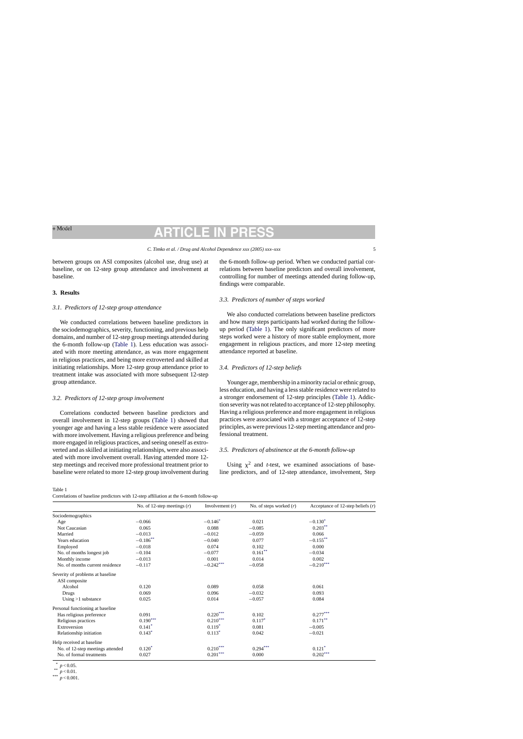between groups on ASI composites (alcohol use, drug use) at baseline, or on 12-step group attendance and involvement at baseline.

## 3. Results

### 3.1. Predictors of 12-step group attendance

We conducted correlations between baseline predictors in the sociodemographics, severity, functioning, and previous help domains, and number of 12-step group meetings attended during the 6-month follow-up (Table 1). Less education was associated with more meeting attendance, as was more engagement in religious practices, and being more extroverted and skilled at initiating relationships. More 12-step group attendance prior to treatment intake was associated with more subsequent 12-step group attendance.

### 3.2. Predictors of 12-step group involvement

Correlations conducted between baseline predictors and overall involvement in 12-step groups (Table 1) showed that younger age and having a less stable residence were associated with more involvement. Having a religious preference and being more engaged in religious practices, and seeing oneself as extroverted and as skilled at initiating relationships, were also associated with more involvement overall. Having attended more 12-step meetings and received more professional treatment prior to baseline were related to more 12-step group involvement during the 6-month follow-up period. When we conducted partial correlations between baseline predictors and overall involvement, controlling for number of meetings attended during follow-up, findings were comparable.

### 3.3. Predictors of number of steps worked

We also conducted correlations between baseline predictors and how many steps participants had worked during the follow-up period (Table 1). The only significant predictors of more steps worked were a history of more stable employment, more engagement in religious practices, and more 12-step meeting attendance reported at baseline.

### 3.4. Predictors of 12-step beliefs

Younger age, membership in a minority racial or ethnic group, less education, and having a less stable residence were related to a stronger endorsement of 12-step principles (Table 1). Addiction severity was not related to acceptance of 12-step philosophy. Having a religious preference and more engagement in religious practices were associated with a stronger acceptance of 12-step principles, as were previous 12-step meeting attendance and professional treatment.

### 3.5. Predictors of abstinence at the 6-month follow-up

Using $\chi^2$ and $t$-test, we examined associations of baseline predictors, and of 12-step attendance, involvement, Step

Table 1
Correlations of baseline predictors with 12-step affiliation at the 6-month follow-up

| | No. of 12-step meetings ($r$) | Involvement ($r$) | No. of steps worked ($r$) | Acceptance of 12-step beliefs ($r$) |
|---|---|---|---|---|
| Sociodemographics | | | | |
| Age | −0.066 | −0.146* | 0.021 | −0.130* |
| Not Caucasian | 0.065 | 0.088 | −0.085 | 0.203** |
| Married | −0.013 | −0.012 | −0.059 | 0.066 |
| Years education | −0.186** | −0.040 | 0.077 | −0.155** |
| Employed | −0.018 | 0.074 | 0.102 | 0.000 |
| No. of months longest job | −0.104 | −0.077 | 0.161** | −0.034 |
| Monthly income | −0.013 | 0.001 | 0.014 | 0.002 |
| No. of months current residence | −0.117 | −0.242*** | −0.058 | −0.210*** |
| Severity of problems at baseline | | | | |
| ASI composite | | | | |
| Alcohol | 0.120 | 0.089 | 0.058 | 0.061 |
| Drugs | 0.069 | 0.096 | −0.032 | 0.093 |
| Using >1 substance | 0.025 | 0.014 | −0.057 | 0.084 |
| Personal functioning at baseline | | | | |
| Has religious preference | 0.091 | 0.220*** | 0.102 | 0.277*** |
| Religious practices | 0.190*** | 0.210*** | 0.117* | 0.171** |
| Extroversion | 0.141* | 0.119* | 0.081 | −0.005 |
| Relationship initiation | 0.143* | 0.113* | 0.042 | −0.021 |
| Help received at baseline | | | | |
| No. of 12-step meetings attended | 0.120* | 0.210*** | 0.294*** | 0.121* |
| No. of formal treatments | 0.027 | 0.201*** | 0.000 | 0.202*** |

\* $p < 0.05$.
\*\* $p < 0.01$.
\*\*\* $p < 0.001$.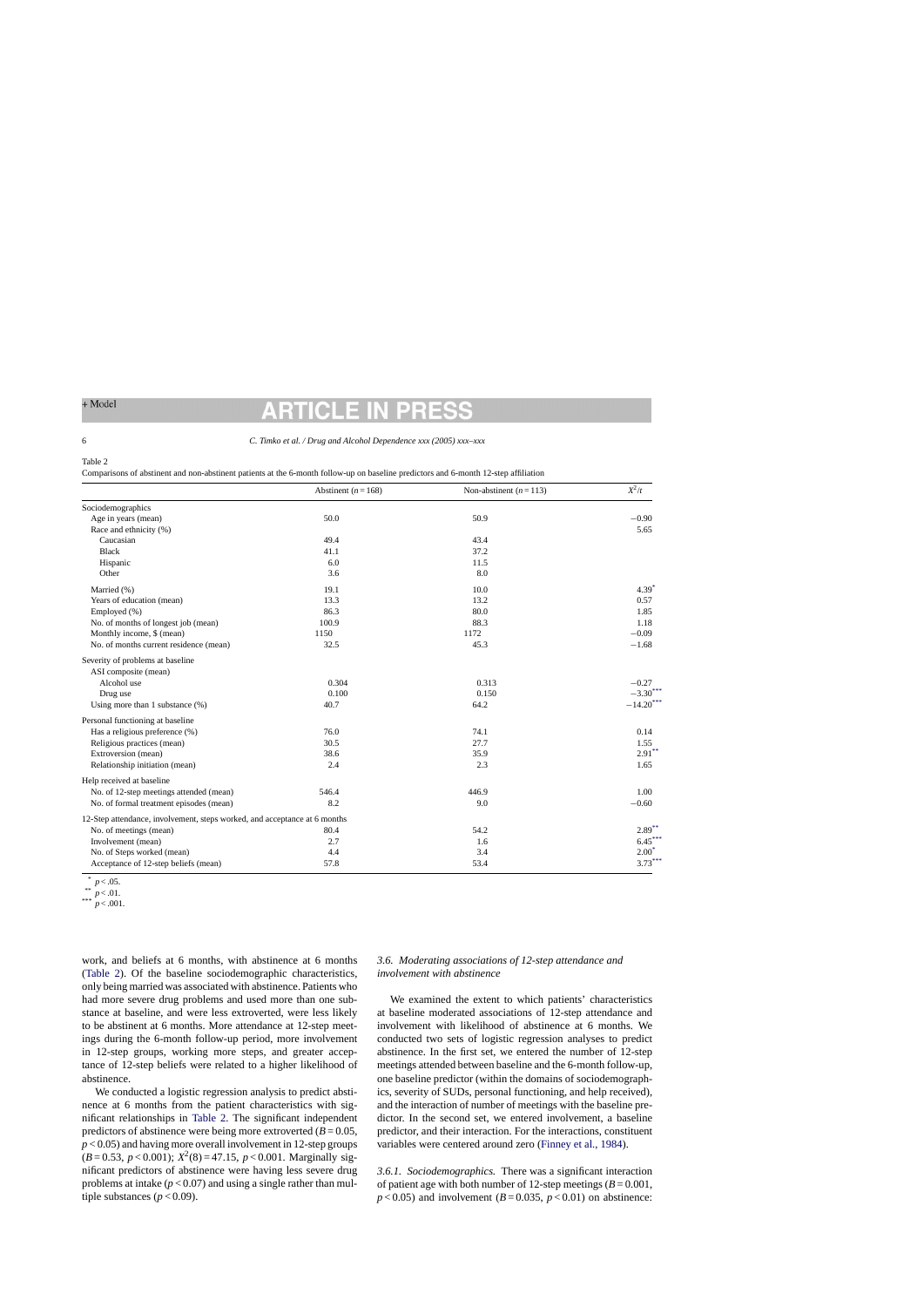Table 2

Comparisons of abstinent and non-abstinent patients at the 6-month follow-up on baseline predictors and 6-month 12-step affiliation

| | Abstinent ($n = 168$) | Non-abstinent ($n = 113$) | $X^2/t$ |
|---|---|---|---|
| Sociodemographics | | | |
| Age in years (mean) | 50.0 | 50.9 | −0.90 |
| Race and ethnicity (%) | | | 5.65 |
| Caucasian | 49.4 | 43.4 | |
| Black | 41.1 | 37.2 | |
| Hispanic | 6.0 | 11.5 | |
| Other | 3.6 | 8.0 | |
| Married (%) | 19.1 | 10.0 | 4.39* |
| Years of education (mean) | 13.3 | 13.2 | 0.57 |
| Employed (%) | 86.3 | 80.0 | 1.85 |
| No. of months of longest job (mean) | 100.9 | 88.3 | 1.18 |
| Monthly income, $ (mean) | 1150 | 1172 | −0.09 |
| No. of months current residence (mean) | 32.5 | 45.3 | −1.68 |
| Severity of problems at baseline | | | |
| ASI composite (mean) | | | |
| Alcohol use | 0.304 | 0.313 | −0.27 |
| Drug use | 0.100 | 0.150 | −3.30*** |
| Using more than 1 substance (%) | 40.7 | 64.2 | −14.20*** |
| Personal functioning at baseline | | | |
| Has a religious preference (%) | 76.0 | 74.1 | 0.14 |
| Religious practices (mean) | 30.5 | 27.7 | 1.55 |
| Extroversion (mean) | 38.6 | 35.9 | 2.91** |
| Relationship initiation (mean) | 2.4 | 2.3 | 1.65 |
| Help received at baseline | | | |
| No. of 12-step meetings attended (mean) | 546.4 | 446.9 | 1.00 |
| No. of formal treatment episodes (mean) | 8.2 | 9.0 | −0.60 |
| 12-Step attendance, involvement, steps worked, and acceptance at 6 months | | | |
| No. of meetings (mean) | 80.4 | 54.2 | 2.89** |
| Involvement (mean) | 2.7 | 1.6 | 6.45*** |
| No. of Steps worked (mean) | 4.4 | 3.4 | 2.00* |
| Acceptance of 12-step beliefs (mean) | 57.8 | 53.4 | 3.73*** |

* $p < .05$.
** $p < .01$.
*** $p < .001$.

work, and beliefs at 6 months, with abstinence at 6 months (Table 2). Of the baseline sociodemographic characteristics, only being married was associated with abstinence. Patients who had more severe drug problems and used more than one substance at baseline, and were less extroverted, were less likely to be abstinent at 6 months. More attendance at 12-step meetings during the 6-month follow-up period, more involvement in 12-step groups, working more steps, and greater acceptance of 12-step beliefs were related to a higher likelihood of abstinence.

We conducted a logistic regression analysis to predict abstinence at 6 months from the patient characteristics with significant relationships in Table 2. The significant independent predictors of abstinence were being more extroverted ($B = 0.05$, $p < 0.05$) and having more overall involvement in 12-step groups ($B = 0.53$, $p < 0.001$); $X^2(8) = 47.15$, $p < 0.001$. Marginally significant predictors of abstinence were having less severe drug problems at intake ($p < 0.07$) and using a single rather than multiple substances ($p < 0.09$).

### 3.6. Moderating associations of 12-step attendance and involvement with abstinence

We examined the extent to which patients' characteristics at baseline moderated associations of 12-step attendance and involvement with likelihood of abstinence at 6 months. We conducted two sets of logistic regression analyses to predict abstinence. In the first set, we entered the number of 12-step meetings attended between baseline and the 6-month follow-up, one baseline predictor (within the domains of sociodemographics, severity of SUDs, personal functioning, and help received), and the interaction of number of meetings with the baseline predictor. In the second set, we entered involvement, a baseline predictor, and their interaction. For the interactions, constituent variables were centered around zero (Finney et al., 1984).

#### 3.6.1. Sociodemographics.

There was a significant interaction of patient age with both number of 12-step meetings ($B = 0.001$, $p < 0.05$) and involvement ($B = 0.035$, $p < 0.01$) on abstinence: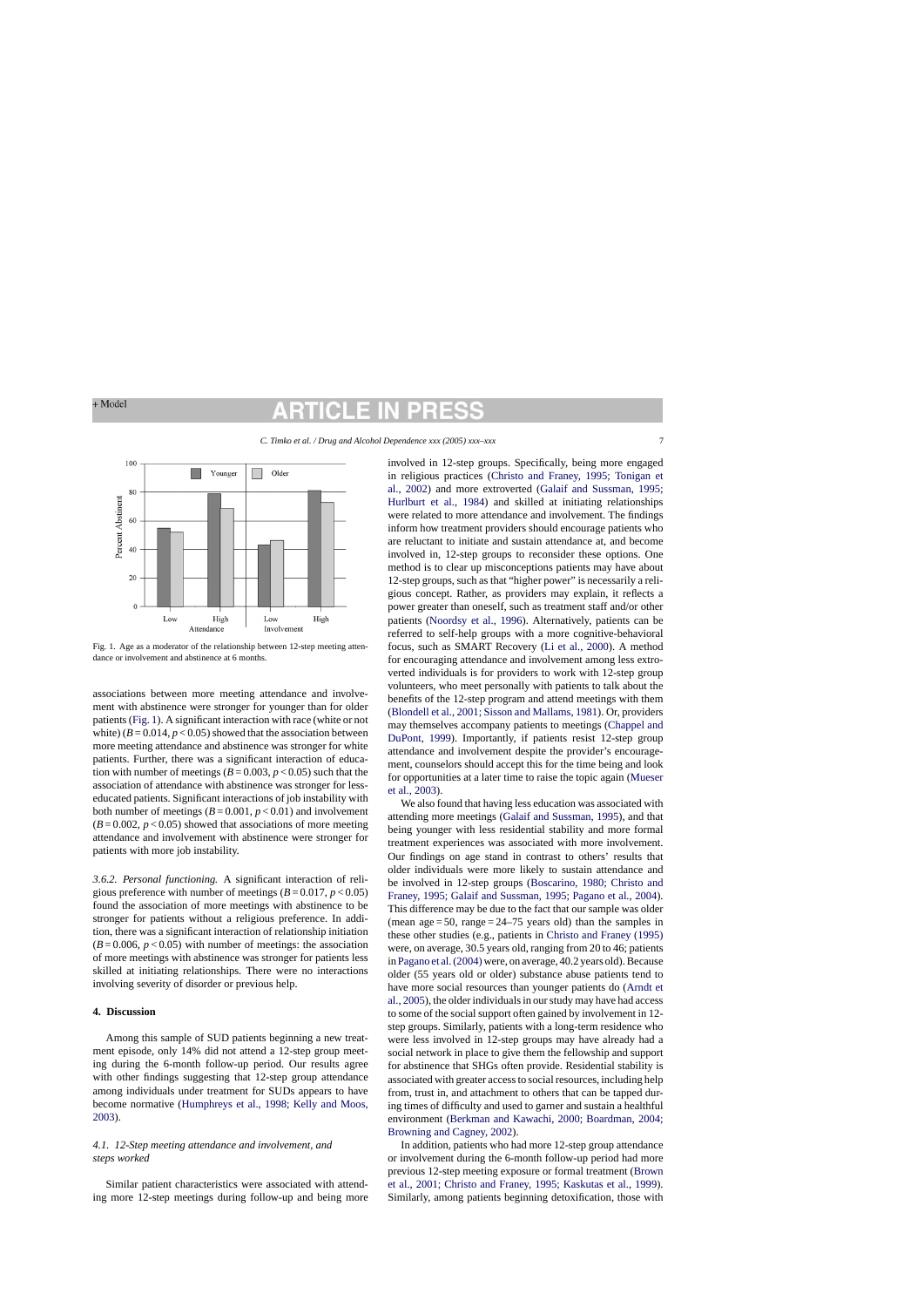Fig. 1. Age as a moderator of the relationship between 12-step meeting attendance or involvement and abstinence at 6 months.

associations between more meeting attendance and involvement with abstinence were stronger for younger than for older patients (Fig. 1). A significant interaction with race (white or not white) ($B = 0.014$, $p < 0.05$) showed that the association between more meeting attendance and abstinence was stronger for white patients. Further, there was a significant interaction of education with number of meetings ($B = 0.003$, $p < 0.05$) such that the association of attendance with abstinence was stronger for less-educated patients. Significant interactions of job instability with both number of meetings ($B = 0.001$, $p < 0.01$) and involvement ($B = 0.002$, $p < 0.05$) showed that associations of more meeting attendance and involvement with abstinence were stronger for patients with more job instability.

*3.6.2. Personal functioning.* A significant interaction of religious preference with number of meetings ($B = 0.017$, $p < 0.05$) found the association of more meetings with abstinence to be stronger for patients without a religious preference. In addition, there was a significant interaction of relationship initiation ($B = 0.006$, $p < 0.05$) with number of meetings: the association of more meetings with abstinence was stronger for patients less skilled at initiating relationships. There were no interactions involving severity of disorder or previous help.

## 4. Discussion

Among this sample of SUD patients beginning a new treatment episode, only 14% did not attend a 12-step group meeting during the 6-month follow-up period. Our results agree with other findings suggesting that 12-step group attendance among individuals under treatment for SUDs appears to have become normative (Humphreys et al., 1998; Kelly and Moos, 2003).

### 4.1. 12-Step meeting attendance and involvement, and steps worked

Similar patient characteristics were associated with attending more 12-step meetings during follow-up and being more involved in 12-step groups. Specifically, being more engaged in religious practices (Christo and Franey, 1995; Tonigan et al., 2002) and more extroverted (Galaif and Sussman, 1995; Hurlburt et al., 1984) and skilled at initiating relationships were related to more attendance and involvement. The findings inform how treatment providers should encourage patients who are reluctant to initiate and sustain attendance at, and become involved in, 12-step groups to reconsider these options. One method is to clear up misconceptions patients may have about 12-step groups, such as that "higher power" is necessarily a religious concept. Rather, as providers may explain, it reflects a power greater than oneself, such as treatment staff and/or other patients (Noordsy et al., 1996). Alternatively, patients can be referred to self-help groups with a more cognitive-behavioral focus, such as SMART Recovery (Li et al., 2000). A method for encouraging attendance and involvement among less extroverted individuals is for providers to work with 12-step group volunteers, who meet personally with patients to talk about the benefits of the 12-step program and attend meetings with them (Blondell et al., 2001; Sisson and Mallams, 1981). Or, providers may themselves accompany patients to meetings (Chappel and DuPont, 1999). Importantly, if patients resist 12-step group attendance and involvement despite the provider's encouragement, counselors should accept this for the time being and look for opportunities at a later time to raise the topic again (Mueser et al., 2003).

We also found that having less education was associated with attending more meetings (Galaif and Sussman, 1995), and that being younger with less residential stability and more formal treatment experiences was associated with more involvement. Our findings on age stand in contrast to others' results that older individuals were more likely to sustain attendance and be involved in 12-step groups (Boscarino, 1980; Christo and Franey, 1995; Galaif and Sussman, 1995; Pagano et al., 2004). This difference may be due to the fact that our sample was older (mean age = 50, range = 24–75 years old) than the samples in these other studies (e.g., patients in Christo and Franey (1995) were, on average, 30.5 years old, ranging from 20 to 46; patients in Pagano et al. (2004) were, on average, 40.2 years old). Because older (55 years old or older) substance abuse patients tend to have more social resources than younger patients do (Arndt et al., 2005), the older individuals in our study may have had access to some of the social support often gained by involvement in 12-step groups. Similarly, patients with a long-term residence who were less involved in 12-step groups may have already had a social network in place to give them the fellowship and support for abstinence that SHGs often provide. Residential stability is associated with greater access to social resources, including help from, trust in, and attachment to others that can be tapped during times of difficulty and used to garner and sustain a healthful environment (Berkman and Kawachi, 2000; Boardman, 2004; Browning and Cagney, 2002).

In addition, patients who had more 12-step group attendance or involvement during the 6-month follow-up period had more previous 12-step meeting exposure or formal treatment (Brown et al., 2001; Christo and Franey, 1995; Kaskutas et al., 1999). Similarly, among patients beginning detoxification, those with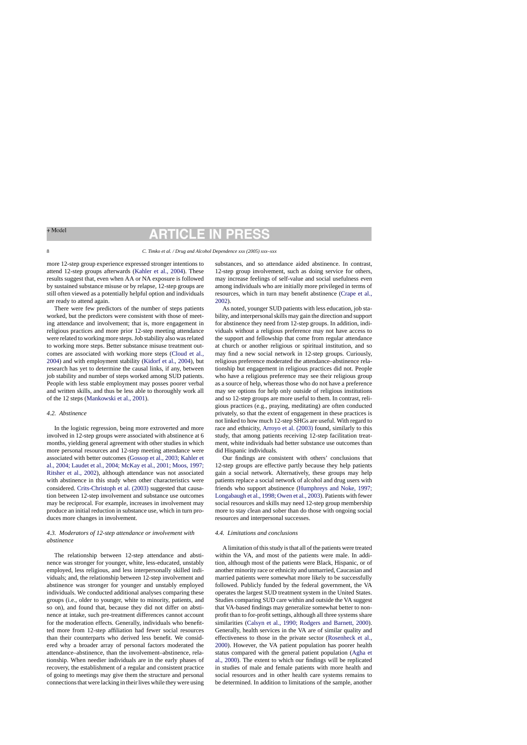more 12-step group experience expressed stronger intentions to attend 12-step groups afterwards (Kahler et al., 2004). These results suggest that, even when AA or NA exposure is followed by sustained substance misuse or by relapse, 12-step groups are still often viewed as a potentially helpful option and individuals are ready to attend again.

There were few predictors of the number of steps patients worked, but the predictors were consistent with those of meeting attendance and involvement; that is, more engagement in religious practices and more prior 12-step meeting attendance were related to working more steps. Job stability also was related to working more steps. Better substance misuse treatment outcomes are associated with working more steps (Cloud et al., 2004) and with employment stability (Kidorf et al., 2004), but research has yet to determine the causal links, if any, between job stability and number of steps worked among SUD patients. People with less stable employment may posses poorer verbal and written skills, and thus be less able to thoroughly work all of the 12 steps (Mankowski et al., 2001).

### 4.2. Abstinence

In the logistic regression, being more extroverted and more involved in 12-step groups were associated with abstinence at 6 months, yielding general agreement with other studies in which more personal resources and 12-step meeting attendance were associated with better outcomes (Gossop et al., 2003; Kahler et al., 2004; Laudet et al., 2004; McKay et al., 2001; Moos, 1997; Ritsher et al., 2002), although attendance was not associated with abstinence in this study when other characteristics were considered. Crits-Christoph et al. (2003) suggested that causation between 12-step involvement and substance use outcomes may be reciprocal. For example, increases in involvement may produce an initial reduction in substance use, which in turn produces more changes in involvement.

### 4.3. Moderators of 12-step attendance or involvement with abstinence

The relationship between 12-step attendance and abstinence was stronger for younger, white, less-educated, unstably employed, less religious, and less interpersonally skilled individuals; and, the relationship between 12-step involvement and abstinence was stronger for younger and unstably employed individuals. We conducted additional analyses comparing these groups (i.e., older to younger, white to minority, patients, and so on), and found that, because they did not differ on abstinence at intake, such pre-treatment differences cannot account for the moderation effects. Generally, individuals who benefitted more from 12-step affiliation had fewer social resources than their counterparts who derived less benefit. We considered why a broader array of personal factors moderated the attendance–abstinence, than the involvement–abstinence, relationship. When needier individuals are in the early phases of recovery, the establishment of a regular and consistent practice of going to meetings may give them the structure and personal connections that were lacking in their lives while they were using substances, and so attendance aided abstinence. In contrast, 12-step group involvement, such as doing service for others, may increase feelings of self-value and social usefulness even among individuals who are initially more privileged in terms of resources, which in turn may benefit abstinence (Crape et al., 2002).

As noted, younger SUD patients with less education, job stability, and interpersonal skills may gain the direction and support for abstinence they need from 12-step groups. In addition, individuals without a religious preference may not have access to the support and fellowship that come from regular attendance at church or another religious or spiritual institution, and so may find a new social network in 12-step groups. Curiously, religious preference moderated the attendance–abstinence relationship but engagement in religious practices did not. People who have a religious preference may see their religious group as a source of help, whereas those who do not have a preference may see options for help only outside of religious institutions and so 12-step groups are more useful to them. In contrast, religious practices (e.g., praying, meditating) are often conducted privately, so that the extent of engagement in these practices is not linked to how much 12-step SHGs are useful. With regard to race and ethnicity, Arroyo et al. (2003) found, similarly to this study, that among patients receiving 12-step facilitation treatment, white individuals had better substance use outcomes than did Hispanic individuals.

Our findings are consistent with others' conclusions that 12-step groups are effective partly because they help patients gain a social network. Alternatively, these groups may help patients replace a social network of alcohol and drug users with friends who support abstinence (Humphreys and Noke, 1997; Longabaugh et al., 1998; Owen et al., 2003). Patients with fewer social resources and skills may need 12-step group membership more to stay clean and sober than do those with ongoing social resources and interpersonal successes.

### 4.4. Limitations and conclusions

A limitation of this study is that all of the patients were treated within the VA, and most of the patients were male. In addition, although most of the patients were Black, Hispanic, or of another minority race or ethnicity and unmarried, Caucasian and married patients were somewhat more likely to be successfully followed. Publicly funded by the federal government, the VA operates the largest SUD treatment system in the United States. Studies comparing SUD care within and outside the VA suggest that VA-based findings may generalize somewhat better to nonprofit than to for-profit settings, although all three systems share similarities (Calsyn et al., 1990; Rodgers and Barnett, 2000). Generally, health services in the VA are of similar quality and effectiveness to those in the private sector (Rosenheck et al., 2000). However, the VA patient population has poorer health status compared with the general patient population (Agha et al., 2000). The extent to which our findings will be replicated in studies of male and female patients with more health and social resources and in other health care systems remains to be determined. In addition to limitations of the sample, another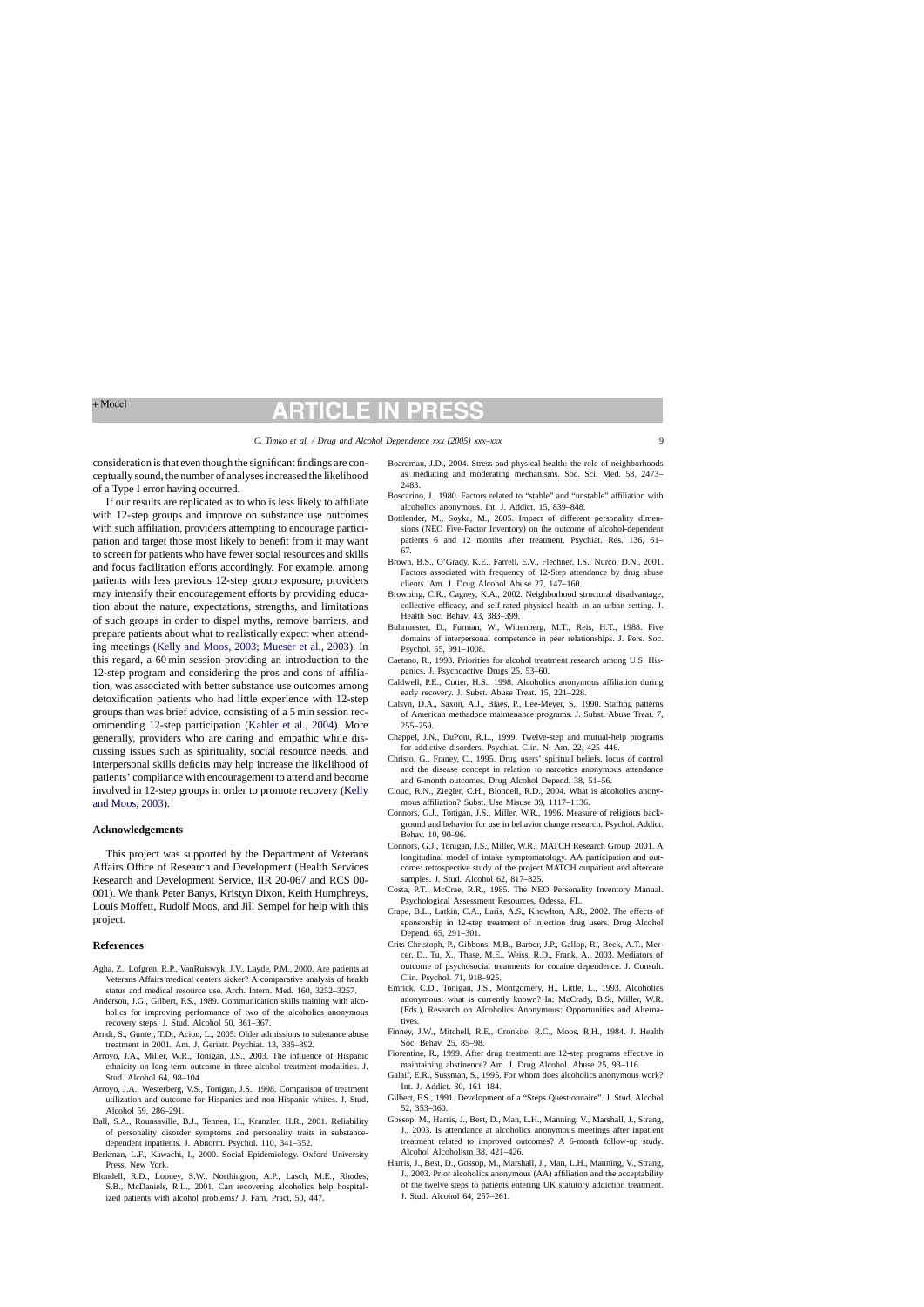consideration is that even though the significant findings are conceptually sound, the number of analyses increased the likelihood of a Type I error having occurred.

If our results are replicated as to who is less likely to affiliate with 12-step groups and improve on substance use outcomes with such affiliation, providers attempting to encourage participation and target those most likely to benefit from it may want to screen for patients who have fewer social resources and skills and focus facilitation efforts accordingly. For example, among patients with less previous 12-step group exposure, providers may intensify their encouragement efforts by providing education about the nature, expectations, strengths, and limitations of such groups in order to dispel myths, remove barriers, and prepare patients about what to realistically expect when attending meetings (Kelly and Moos, 2003; Mueser et al., 2003). In this regard, a 60 min session providing an introduction to the 12-step program and considering the pros and cons of affiliation, was associated with better substance use outcomes among detoxification patients who had little experience with 12-step groups than was brief advice, consisting of a 5 min session recommending 12-step participation (Kahler et al., 2004). More generally, providers who are caring and empathic while discussing issues such as spirituality, social resource needs, and interpersonal skills deficits may help increase the likelihood of patients' compliance with encouragement to attend and become involved in 12-step groups in order to promote recovery (Kelly and Moos, 2003).

## Acknowledgements

This project was supported by the Department of Veterans Affairs Office of Research and Development (Health Services Research and Development Service, IIR 20-067 and RCS 00-001). We thank Peter Banys, Kristyn Dixon, Keith Humphreys, Louis Moffett, Rudolf Moos, and Jill Sempel for help with this project.

## References

Agha, Z., Lofgren, R.P., VanRuiswyk, J.V., Layde, P.M., 2000. Are patients at Veterans Affairs medical centers sicker? A comparative analysis of health status and medical resource use. Arch. Intern. Med. 160, 3252–3257.

Anderson, J.G., Gilbert, F.S., 1989. Communication skills training with alcoholics for improving performance of two of the alcoholics anonymous recovery steps. J. Stud. Alcohol 50, 361–367.

Arndt, S., Gunter, T.D., Acion, L., 2005. Older admissions to substance abuse treatment in 2001. Am. J. Geriatr. Psychiat. 13, 385–392.

Arroyo, J.A., Miller, W.R., Tonigan, J.S., 2003. The influence of Hispanic ethnicity on long-term outcome in three alcohol-treatment modalities. J. Stud. Alcohol 64, 98–104.

Arroyo, J.A., Westerberg, V.S., Tonigan, J.S., 1998. Comparison of treatment utilization and outcome for Hispanics and non-Hispanic whites. J. Stud. Alcohol 59, 286–291.

Ball, S.A., Rounsaville, B.J., Tennen, H., Kranzler, H.R., 2001. Reliability of personality disorder symptoms and personality traits in substance-dependent inpatients. J. Abnorm. Psychol. 110, 341–352.

Berkman, L.F., Kawachi, I., 2000. Social Epidemiology. Oxford University Press, New York.

Blondell, R.D., Looney, S.W., Northington, A.P., Lasch, M.E., Rhodes, S.B., McDaniels, R.L., 2001. Can recovering alcoholics help hospitalized patients with alcohol problems? J. Fam. Pract. 50, 447.

Boardman, J.D., 2004. Stress and physical health: the role of neighborhoods as mediating and moderating mechanisms. Soc. Sci. Med. 58, 2473–2483.

Boscarino, J., 1980. Factors related to "stable" and "unstable" affiliation with alcoholics anonymous. Int. J. Addict. 15, 839–848.

Bottlender, M., Soyka, M., 2005. Impact of different personality dimensions (NEO Five-Factor Inventory) on the outcome of alcohol-dependent patients 6 and 12 months after treatment. Psychiat. Res. 136, 61–67.

Brown, B.S., O'Grady, K.E., Farrell, E.V., Flechner, I.S., Nurco, D.N., 2001. Factors associated with frequency of 12-Step attendance by drug abuse clients. Am. J. Drug Alcohol Abuse 27, 147–160.

Browning, C.R., Cagney, K.A., 2002. Neighborhood structural disadvantage, collective efficacy, and self-rated physical health in an urban setting. J. Health Soc. Behav. 43, 383–399.

Buhrmester, D., Furman, W., Wittenberg, M.T., Reis, H.T., 1988. Five domains of interpersonal competence in peer relationships. J. Pers. Soc. Psychol. 55, 991–1008.

Caetano, R., 1993. Priorities for alcohol treatment research among U.S. Hispanics. J. Psychoactive Drugs 25, 53–60.

Caldwell, P.E., Cutter, H.S., 1998. Alcoholics anonymous affiliation during early recovery. J. Subst. Abuse Treat. 15, 221–228.

Calsyn, D.A., Saxon, A.J., Blaes, P., Lee-Meyer, S., 1990. Staffing patterns of American methadone maintenance programs. J. Subst. Abuse Treat. 7, 255–259.

Chappel, J.N., DuPont, R.L., 1999. Twelve-step and mutual-help programs for addictive disorders. Psychiat. Clin. N. Am. 22, 425–446.

Christo, G., Franey, C., 1995. Drug users' spiritual beliefs, locus of control and the disease concept in relation to narcotics anonymous attendance and 6-month outcomes. Drug Alcohol Depend. 38, 51–56.

Cloud, R.N., Ziegler, C.H., Blondell, R.D., 2004. What is alcoholics anonymous affiliation? Subst. Use Misuse 39, 1117–1136.

Connors, G.J., Tonigan, J.S., Miller, W.R., 1996. Measure of religious background and behavior for use in behavior change research. Psychol. Addict. Behav. 10, 90–96.

Connors, G.J., Tonigan, J.S., Miller, W.R., MATCH Research Group, 2001. A longitudinal model of intake symptomatology. AA participation and outcome: retrospective study of the project MATCH outpatient and aftercare samples. J. Stud. Alcohol 62, 817–825.

Costa, P.T., McCrae, R.R., 1985. The NEO Personality Inventory Manual. Psychological Assessment Resources, Odessa, FL.

Crape, B.L., Latkin, C.A., Laris, A.S., Knowlton, A.R., 2002. The effects of sponsorship in 12-step treatment of injection drug users. Drug Alcohol Depend. 65, 291–301.

Crits-Christoph, P., Gibbons, M.B., Barber, J.P., Gallop, R., Beck, A.T., Mercer, D., Tu, X., Thase, M.E., Weiss, R.D., Frank, A., 2003. Mediators of outcome of psychosocial treatments for cocaine dependence. J. Consult. Clin. Psychol. 71, 918–925.

Emrick, C.D., Tonigan, J.S., Montgomery, H., Little, L., 1993. Alcoholics anonymous: what is currently known? In: McCrady, B.S., Miller, W.R. (Eds.), Research on Alcoholics Anonymous: Opportunities and Alternatives.

Finney, J.W., Mitchell, R.E., Cronkite, R.C., Moos, R.H., 1984. J. Health Soc. Behav. 25, 85–98.

Fiorentine, R., 1999. After drug treatment: are 12-step programs effective in maintaining abstinence? Am. J. Drug Alcohol. Abuse 25, 93–116.

Galaif, E.R., Sussman, S., 1995. For whom does alcoholics anonymous work? Int. J. Addict. 30, 161–184.

Gilbert, F.S., 1991. Development of a "Steps Questionnaire". J. Stud. Alcohol 52, 353–360.

Gossop, M., Harris, J., Best, D., Man, L.H., Manning, V., Marshall, J., Strang, J., 2003. Is attendance at alcoholics anonymous meetings after inpatient treatment related to improved outcomes? A 6-month follow-up study. Alcohol Alcoholism 38, 421–426.

Harris, J., Best, D., Gossop, M., Marshall, J., Man, L.H., Manning, V., Strang, J., 2003. Prior alcoholics anonymous (AA) affiliation and the acceptability of the twelve steps to patients entering UK statutory addiction treatment. J. Stud. Alcohol 64, 257–261.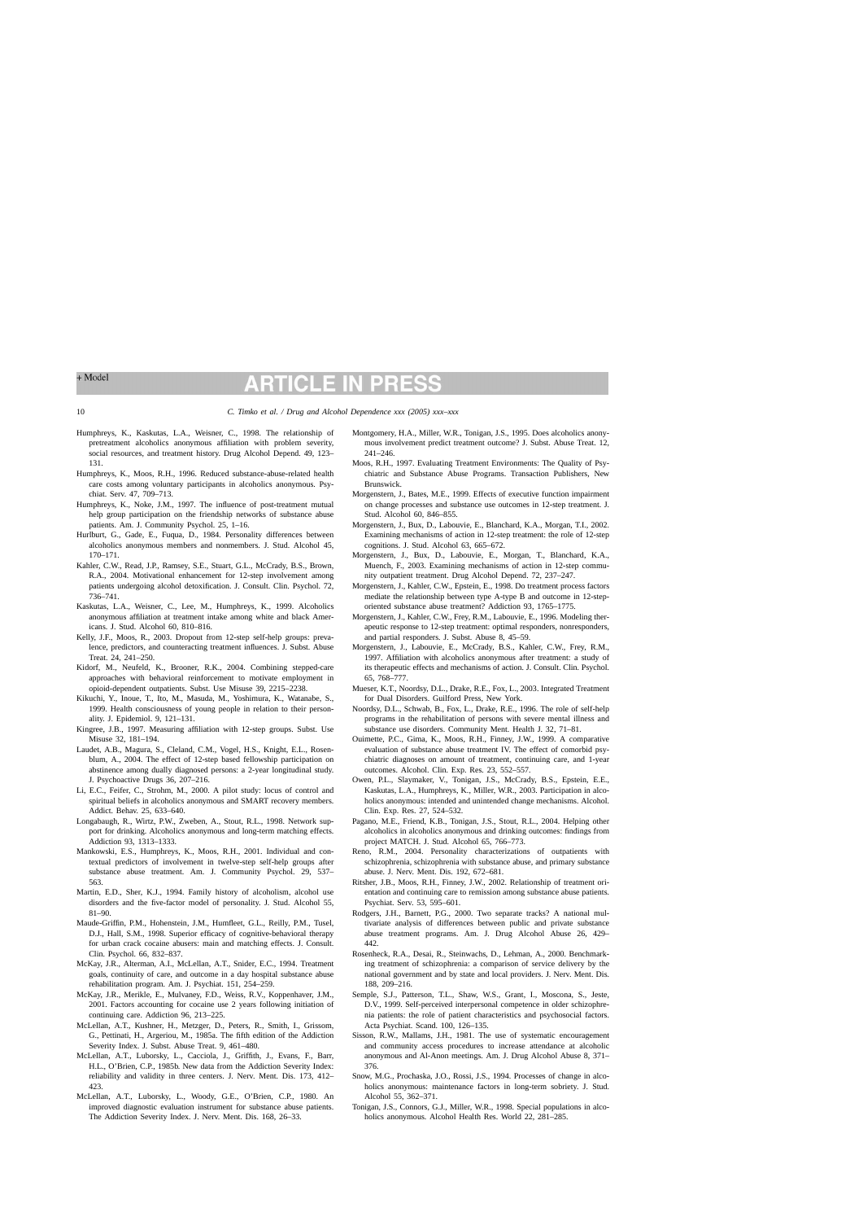Humphreys, K., Kaskutas, L.A., Weisner, C., 1998. The relationship of pretreatment alcoholics anonymous affiliation with problem severity, social resources, and treatment history. Drug Alcohol Depend. 49, 123–131.

Humphreys, K., Moos, R.H., 1996. Reduced substance-abuse-related health care costs among voluntary participants in alcoholics anonymous. Psychiat. Serv. 47, 709–713.

Humphreys, K., Noke, J.M., 1997. The influence of post-treatment mutual help group participation on the friendship networks of substance abuse patients. Am. J. Community Psychol. 25, 1–16.

Hurlburt, G., Gade, E., Fuqua, D., 1984. Personality differences between alcoholics anonymous members and nonmembers. J. Stud. Alcohol 45, 170–171.

Kahler, C.W., Read, J.P., Ramsey, S.E., Stuart, G.L., McCrady, B.S., Brown, R.A., 2004. Motivational enhancement for 12-step involvement among patients undergoing alcohol detoxification. J. Consult. Clin. Psychol. 72, 736–741.

Kaskutas, L.A., Weisner, C., Lee, M., Humphreys, K., 1999. Alcoholics anonymous affiliation at treatment intake among white and black Americans. J. Stud. Alcohol 60, 810–816.

Kelly, J.F., Moos, R., 2003. Dropout from 12-step self-help groups: prevalence, predictors, and counteracting treatment influences. J. Subst. Abuse Treat. 24, 241–250.

Kidorf, M., Neufeld, K., Brooner, R.K., 2004. Combining stepped-care approaches with behavioral reinforcement to motivate employment in opioid-dependent outpatients. Subst. Use Misuse 39, 2215–2238.

Kikuchi, Y., Inoue, T., Ito, M., Masuda, M., Yoshimura, K., Watanabe, S., 1999. Health consciousness of young people in relation to their personality. J. Epidemiol. 9, 121–131.

Kingree, J.B., 1997. Measuring affiliation with 12-step groups. Subst. Use Misuse 32, 181–194.

Laudet, A.B., Magura, S., Cleland, C.M., Vogel, H.S., Knight, E.L., Rosenblum, A., 2004. The effect of 12-step based fellowship participation on abstinence among dually diagnosed persons: a 2-year longitudinal study. J. Psychoactive Drugs 36, 207–216.

Li, E.C., Feifer, C., Strohm, M., 2000. A pilot study: locus of control and spiritual beliefs in alcoholics anonymous and SMART recovery members. Addict. Behav. 25, 633–640.

Longabaugh, R., Wirtz, P.W., Zweben, A., Stout, R.L., 1998. Network support for drinking. Alcoholics anonymous and long-term matching effects. Addiction 93, 1313–1333.

Mankowski, E.S., Humphreys, K., Moos, R.H., 2001. Individual and contextual predictors of involvement in twelve-step self-help groups after substance abuse treatment. Am. J. Community Psychol. 29, 537–563.

Martin, E.D., Sher, K.J., 1994. Family history of alcoholism, alcohol use disorders and the five-factor model of personality. J. Stud. Alcohol 55, 81–90.

Maude-Griffin, P.M., Hohenstein, J.M., Humfleet, G.L., Reilly, P.M., Tusel, D.J., Hall, S.M., 1998. Superior efficacy of cognitive-behavioral therapy for urban crack cocaine abusers: main and matching effects. J. Consult. Clin. Psychol. 66, 832–837.

McKay, J.R., Alterman, A.I., McLellan, A.T., Snider, E.C., 1994. Treatment goals, continuity of care, and outcome in a day hospital substance abuse rehabilitation program. Am. J. Psychiat. 151, 254–259.

McKay, J.R., Merikle, E., Mulvaney, F.D., Weiss, R.V., Koppenhaver, J.M., 2001. Factors accounting for cocaine use 2 years following initiation of continuing care. Addiction 96, 213–225.

McLellan, A.T., Kushner, H., Metzger, D., Peters, R., Smith, I., Grissom, G., Pettinati, H., Argeriou, M., 1985a. The fifth edition of the Addiction Severity Index. J. Subst. Abuse Treat. 9, 461–480.

McLellan, A.T., Luborsky, L., Cacciola, J., Griffith, J., Evans, F., Barr, H.L., O'Brien, C.P., 1985b. New data from the Addiction Severity Index: reliability and validity in three centers. J. Nerv. Ment. Dis. 173, 412–423.

McLellan, A.T., Luborsky, L., Woody, G.E., O'Brien, C.P., 1980. An improved diagnostic evaluation instrument for substance abuse patients. The Addiction Severity Index. J. Nerv. Ment. Dis. 168, 26–33.

Montgomery, H.A., Miller, W.R., Tonigan, J.S., 1995. Does alcoholics anonymous involvement predict treatment outcome? J. Subst. Abuse Treat. 12, 241–246.

Moos, R.H., 1997. Evaluating Treatment Environments: The Quality of Psychiatric and Substance Abuse Programs. Transaction Publishers, New Brunswick.

Morgenstern, J., Bates, M.E., 1999. Effects of executive function impairment on change processes and substance use outcomes in 12-step treatment. J. Stud. Alcohol 60, 846–855.

Morgenstern, J., Bux, D., Labouvie, E., Blanchard, K.A., Morgan, T.J., 2002. Examining mechanisms of action in 12-step treatment: the role of 12-step cognitions. J. Stud. Alcohol 63, 665–672.

Morgenstern, J., Bux, D., Labouvie, E., Morgan, T., Blanchard, K.A., Muench, F., 2003. Examining mechanisms of action in 12-step community outpatient treatment. Drug Alcohol Depend. 72, 237–247.

Morgenstern, J., Kahler, C.W., Epstein, E., 1998. Do treatment process factors mediate the relationship between type A-type B and outcome in 12-step-oriented substance abuse treatment? Addiction 93, 1765–1775.

Morgenstern, J., Kahler, C.W., Frey, R.M., Labouvie, E., 1996. Modeling therapeutic response to 12-step treatment: optimal responders, nonresponders, and partial responders. J. Subst. Abuse 8, 45–59.

Morgenstern, J., Labouvie, E., McCrady, B.S., Kahler, C.W., Frey, R.M., 1997. Affiliation with alcoholics anonymous after treatment: a study of its therapeutic effects and mechanisms of action. J. Consult. Clin. Psychol. 65, 768–777.

Mueser, K.T., Noordsy, D.L., Drake, R.E., Fox, L., 2003. Integrated Treatment for Dual Disorders. Guilford Press, New York.

Noordsy, D.L., Schwab, B., Fox, L., Drake, R.E., 1996. The role of self-help programs in the rehabilitation of persons with severe mental illness and substance use disorders. Community Ment. Health J. 32, 71–81.

Ouimette, P.C., Gima, K., Moos, R.H., Finney, J.W., 1999. A comparative evaluation of substance abuse treatment IV. The effect of comorbid psychiatric diagnoses on amount of treatment, continuing care, and 1-year outcomes. Alcohol. Clin. Exp. Res. 23, 552–557.

Owen, P.L., Slaymaker, V., Tonigan, J.S., McCrady, B.S., Epstein, E.E., Kaskutas, L.A., Humphreys, K., Miller, W.R., 2003. Participation in alcoholics anonymous: intended and unintended change mechanisms. Alcohol. Clin. Exp. Res. 27, 524–532.

Pagano, M.E., Friend, K.B., Tonigan, J.S., Stout, R.L., 2004. Helping other alcoholics in alcoholics anonymous and drinking outcomes: findings from project MATCH. J. Stud. Alcohol 65, 766–773.

Reno, R.M., 2004. Personality characterizations of outpatients with schizophrenia, schizophrenia with substance abuse, and primary substance abuse. J. Nerv. Ment. Dis. 192, 672–681.

Ritsher, J.B., Moos, R.H., Finney, J.W., 2002. Relationship of treatment orientation and continuing care to remission among substance abuse patients. Psychiat. Serv. 53, 595–601.

Rodgers, J.H., Barnett, P.G., 2000. Two separate tracks? A national multivariate analysis of differences between public and private substance abuse treatment programs. Am. J. Drug Alcohol Abuse 26, 429–442.

Rosenheck, R.A., Desai, R., Steinwachs, D., Lehman, A., 2000. Benchmarking treatment of schizophrenia: a comparison of service delivery by the national government and by state and local providers. J. Nerv. Ment. Dis. 188, 209–216.

Semple, S.J., Patterson, T.L., Shaw, W.S., Grant, I., Moscona, S., Jeste, D.V., 1999. Self-perceived interpersonal competence in older schizophrenia patients: the role of patient characteristics and psychosocial factors. Acta Psychiat. Scand. 100, 126–135.

Sisson, R.W., Mallams, J.H., 1981. The use of systematic encouragement and community access procedures to increase attendance at alcoholic anonymous and Al-Anon meetings. Am. J. Drug Alcohol Abuse 8, 371–376.

Snow, M.G., Prochaska, J.O., Rossi, J.S., 1994. Processes of change in alcoholics anonymous: maintenance factors in long-term sobriety. J. Stud. Alcohol 55, 362–371.

Tonigan, J.S., Connors, G.J., Miller, W.R., 1998. Special populations in alcoholics anonymous. Alcohol Health Res. World 22, 281–285.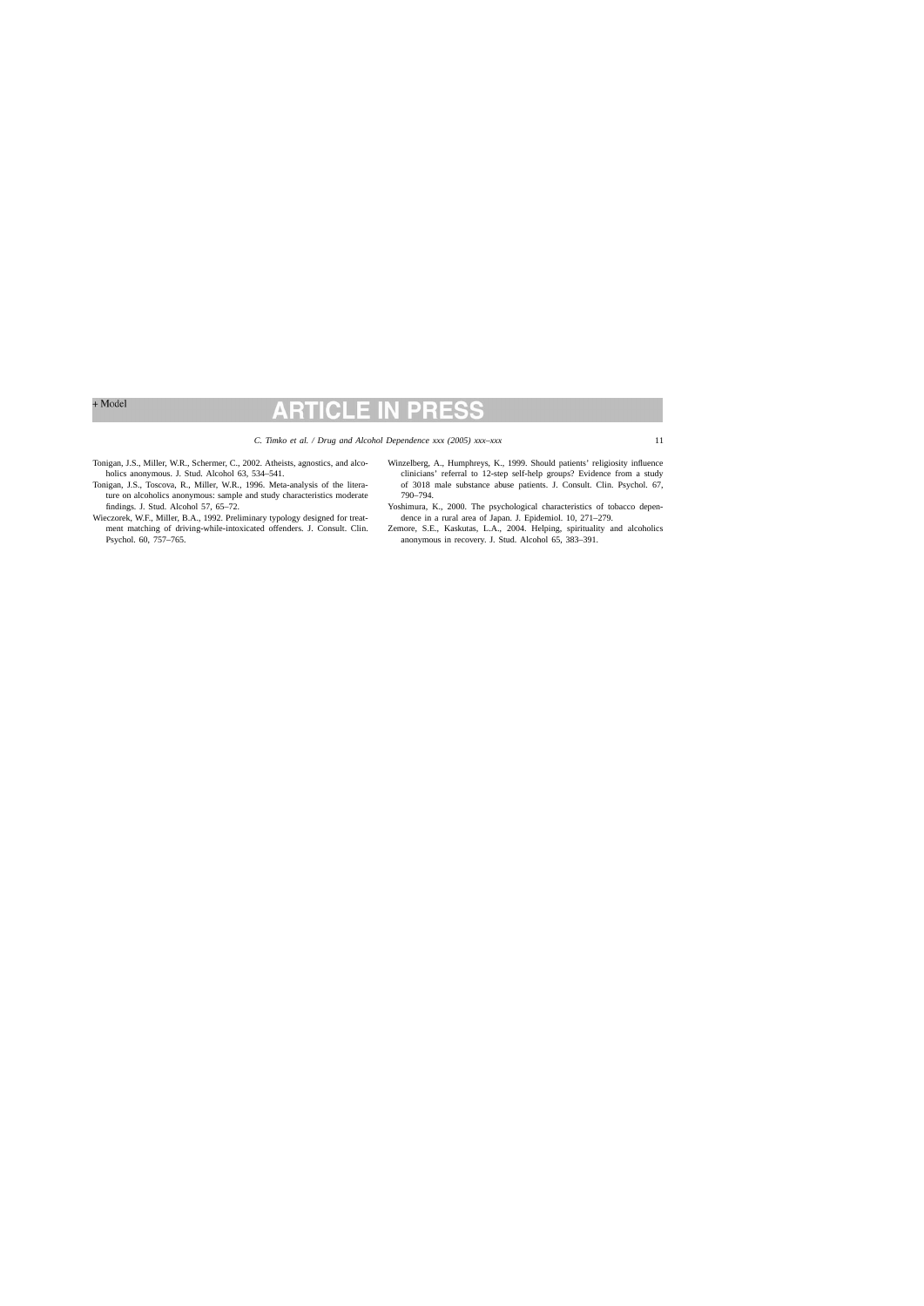Tonigan, J.S., Miller, W.R., Schermer, C., 2002. Atheists, agnostics, and alcoholics anonymous. J. Stud. Alcohol 63, 534–541.

Tonigan, J.S., Toscova, R., Miller, W.R., 1996. Meta-analysis of the literature on alcoholics anonymous: sample and study characteristics moderate findings. J. Stud. Alcohol 57, 65–72.

Wieczorek, W.F., Miller, B.A., 1992. Preliminary typology designed for treatment matching of driving-while-intoxicated offenders. J. Consult. Clin. Psychol. 60, 757–765.

Winzelberg, A., Humphreys, K., 1999. Should patients' religiosity influence clinicians' referral to 12-step self-help groups? Evidence from a study of 3018 male substance abuse patients. J. Consult. Clin. Psychol. 67, 790–794.

Yoshimura, K., 2000. The psychological characteristics of tobacco dependence in a rural area of Japan. J. Epidemiol. 10, 271–279.

Zemore, S.E., Kaskutas, L.A., 2004. Helping, spirituality and alcoholics anonymous in recovery. J. Stud. Alcohol 65, 383–391.